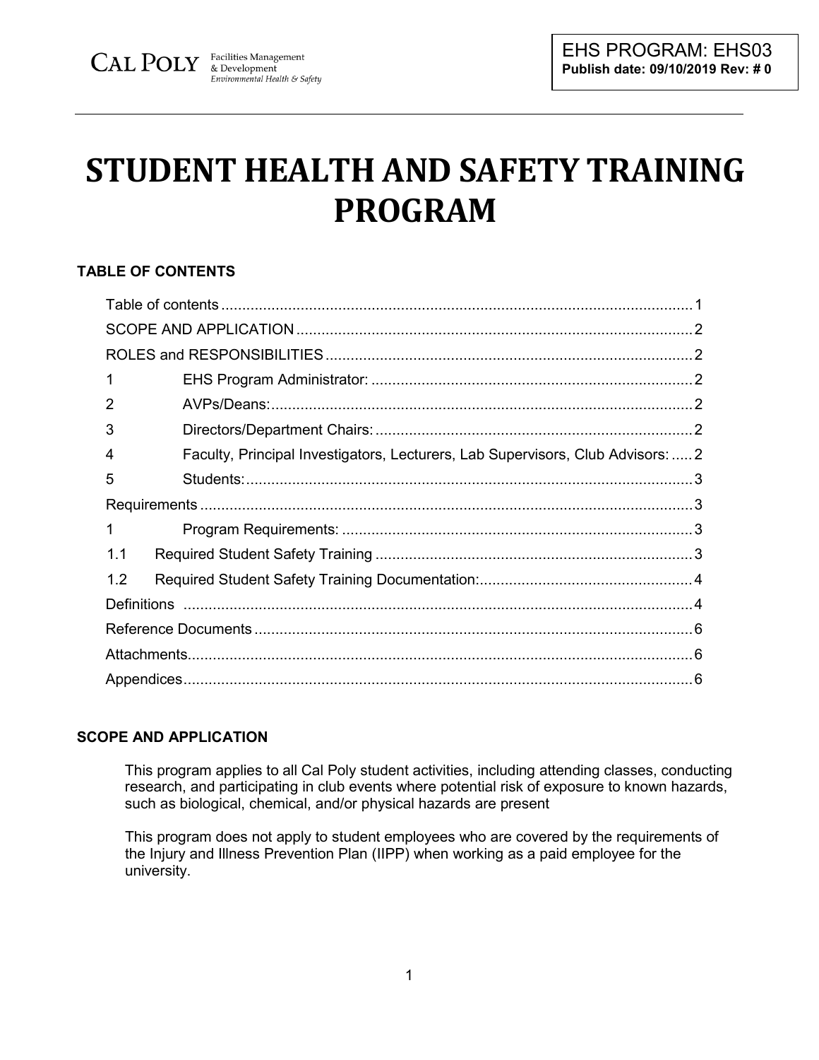CAL POLY Facilities Management & Development *Environmental Health & Safety*

**EHS PROGRAM: EHS03**
**Publish date: 09/10/2019 Rev: # 0**

# STUDENT HEALTH AND SAFETY TRAINING PROGRAM

## TABLE OF CONTENTS

| | | |
|---|---|---|
| Table of contents | | 1 |
| SCOPE AND APPLICATION | | 2 |
| ROLES and RESPONSIBILITIES | | 2 |
| 1 | EHS Program Administrator: | 2 |
| 2 | AVPs/Deans: | 2 |
| 3 | Directors/Department Chairs: | 2 |
| 4 | Faculty, Principal Investigators, Lecturers, Lab Supervisors, Club Advisors: | 2 |
| 5 | Students: | 3 |
| Requirements | | 3 |
| 1 | Program Requirements: | 3 |
| 1.1 | Required Student Safety Training | 3 |
| 1.2 | Required Student Safety Training Documentation: | 4 |
| Definitions | | 4 |
| Reference Documents | | 6 |
| Attachments | | 6 |
| Appendices | | 6 |

## SCOPE AND APPLICATION

This program applies to all Cal Poly student activities, including attending classes, conducting research, and participating in club events where potential risk of exposure to known hazards, such as biological, chemical, and/or physical hazards are present

This program does not apply to student employees who are covered by the requirements of the Injury and Illness Prevention Plan (IIPP) when working as a paid employee for the university.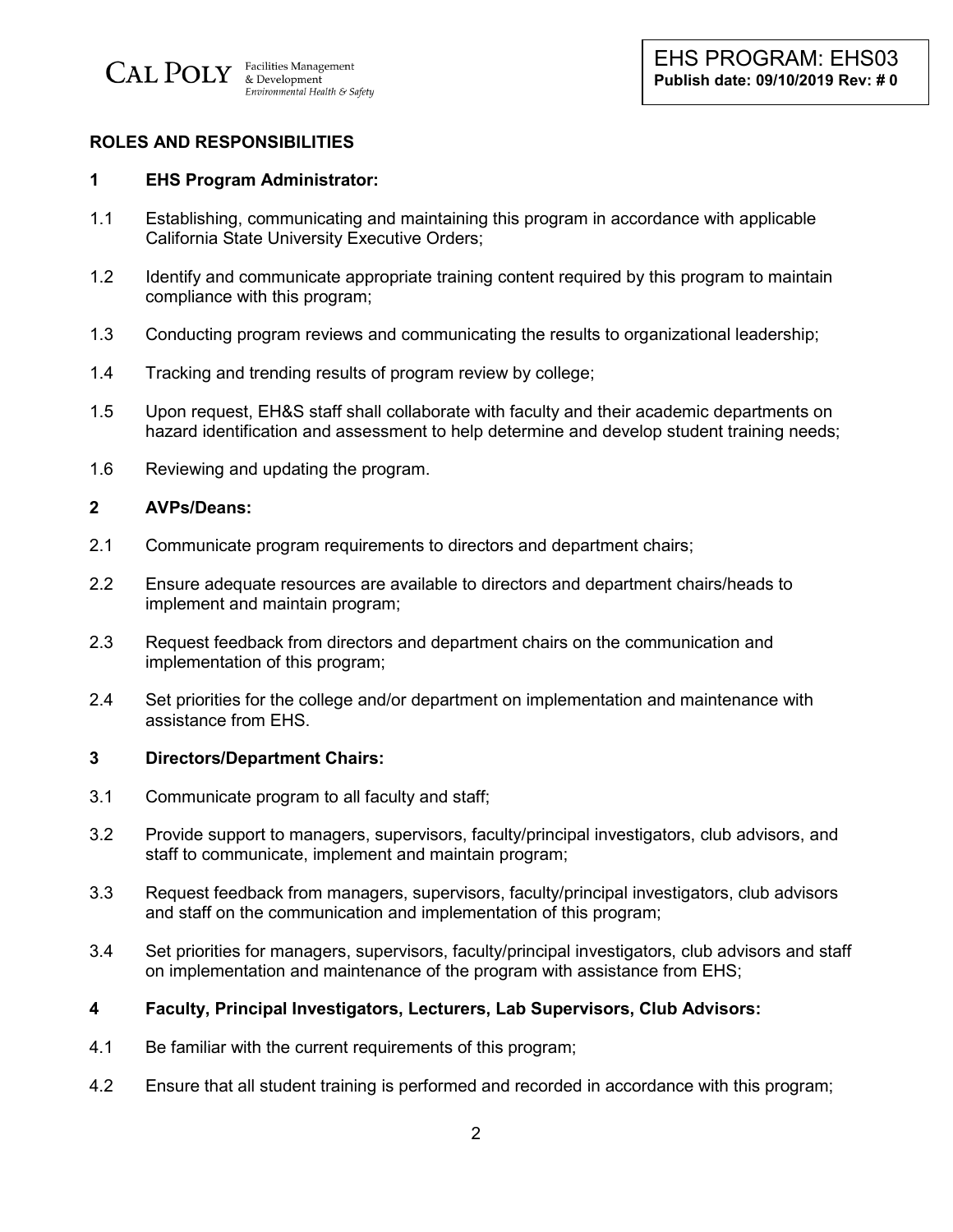## ROLES AND RESPONSIBILITIES

### 1 EHS Program Administrator:

1.1 Establishing, communicating and maintaining this program in accordance with applicable California State University Executive Orders;

1.2 Identify and communicate appropriate training content required by this program to maintain compliance with this program;

1.3 Conducting program reviews and communicating the results to organizational leadership;

1.4 Tracking and trending results of program review by college;

1.5 Upon request, EH&S staff shall collaborate with faculty and their academic departments on hazard identification and assessment to help determine and develop student training needs;

1.6 Reviewing and updating the program.

### 2 AVPs/Deans:

2.1 Communicate program requirements to directors and department chairs;

2.2 Ensure adequate resources are available to directors and department chairs/heads to implement and maintain program;

2.3 Request feedback from directors and department chairs on the communication and implementation of this program;

2.4 Set priorities for the college and/or department on implementation and maintenance with assistance from EHS.

### 3 Directors/Department Chairs:

3.1 Communicate program to all faculty and staff;

3.2 Provide support to managers, supervisors, faculty/principal investigators, club advisors, and staff to communicate, implement and maintain program;

3.3 Request feedback from managers, supervisors, faculty/principal investigators, club advisors and staff on the communication and implementation of this program;

3.4 Set priorities for managers, supervisors, faculty/principal investigators, club advisors and staff on implementation and maintenance of the program with assistance from EHS;

### 4 Faculty, Principal Investigators, Lecturers, Lab Supervisors, Club Advisors:

4.1 Be familiar with the current requirements of this program;

4.2 Ensure that all student training is performed and recorded in accordance with this program;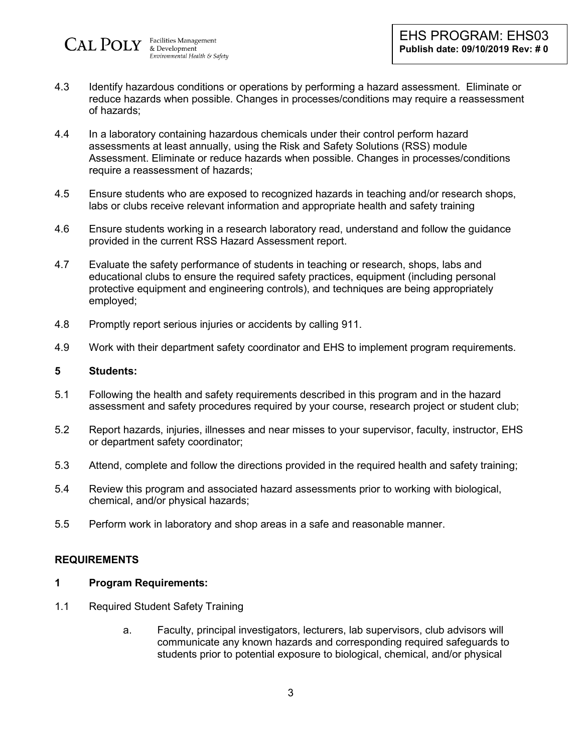4.3 Identify hazardous conditions or operations by performing a hazard assessment. Eliminate or reduce hazards when possible. Changes in processes/conditions may require a reassessment of hazards;

4.4 In a laboratory containing hazardous chemicals under their control perform hazard assessments at least annually, using the Risk and Safety Solutions (RSS) module Assessment. Eliminate or reduce hazards when possible. Changes in processes/conditions require a reassessment of hazards;

4.5 Ensure students who are exposed to recognized hazards in teaching and/or research shops, labs or clubs receive relevant information and appropriate health and safety training

4.6 Ensure students working in a research laboratory read, understand and follow the guidance provided in the current RSS Hazard Assessment report.

4.7 Evaluate the safety performance of students in teaching or research, shops, labs and educational clubs to ensure the required safety practices, equipment (including personal protective equipment and engineering controls), and techniques are being appropriately employed;

4.8 Promptly report serious injuries or accidents by calling 911.

4.9 Work with their department safety coordinator and EHS to implement program requirements.

**5 Students:**

5.1 Following the health and safety requirements described in this program and in the hazard assessment and safety procedures required by your course, research project or student club;

5.2 Report hazards, injuries, illnesses and near misses to your supervisor, faculty, instructor, EHS or department safety coordinator;

5.3 Attend, complete and follow the directions provided in the required health and safety training;

5.4 Review this program and associated hazard assessments prior to working with biological, chemical, and/or physical hazards;

5.5 Perform work in laboratory and shop areas in a safe and reasonable manner.

## REQUIREMENTS

**1 Program Requirements:**

1.1 Required Student Safety Training

a. Faculty, principal investigators, lecturers, lab supervisors, club advisors will communicate any known hazards and corresponding required safeguards to students prior to potential exposure to biological, chemical, and/or physical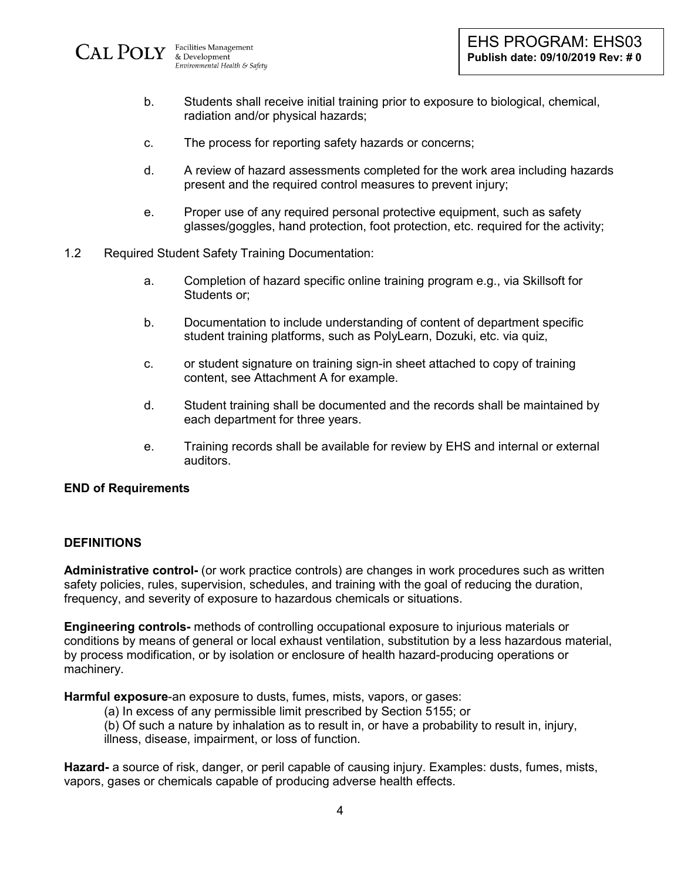b. Students shall receive initial training prior to exposure to biological, chemical, radiation and/or physical hazards;

c. The process for reporting safety hazards or concerns;

d. A review of hazard assessments completed for the work area including hazards present and the required control measures to prevent injury;

e. Proper use of any required personal protective equipment, such as safety glasses/goggles, hand protection, foot protection, etc. required for the activity;

1.2 Required Student Safety Training Documentation:

a. Completion of hazard specific online training program e.g., via Skillsoft for Students or;

b. Documentation to include understanding of content of department specific student training platforms, such as PolyLearn, Dozuki, etc. via quiz,

c. or student signature on training sign-in sheet attached to copy of training content, see Attachment A for example.

d. Student training shall be documented and the records shall be maintained by each department for three years.

e. Training records shall be available for review by EHS and internal or external auditors.

**END of Requirements**

**DEFINITIONS**

**Administrative control-** (or work practice controls) are changes in work procedures such as written safety policies, rules, supervision, schedules, and training with the goal of reducing the duration, frequency, and severity of exposure to hazardous chemicals or situations.

**Engineering controls-** methods of controlling occupational exposure to injurious materials or conditions by means of general or local exhaust ventilation, substitution by a less hazardous material, by process modification, or by isolation or enclosure of health hazard-producing operations or machinery.

**Harmful exposure**-an exposure to dusts, fumes, mists, vapors, or gases:

(a) In excess of any permissible limit prescribed by Section 5155; or

(b) Of such a nature by inhalation as to result in, or have a probability to result in, injury, illness, disease, impairment, or loss of function.

**Hazard-** a source of risk, danger, or peril capable of causing injury. Examples: dusts, fumes, mists, vapors, gases or chemicals capable of producing adverse health effects.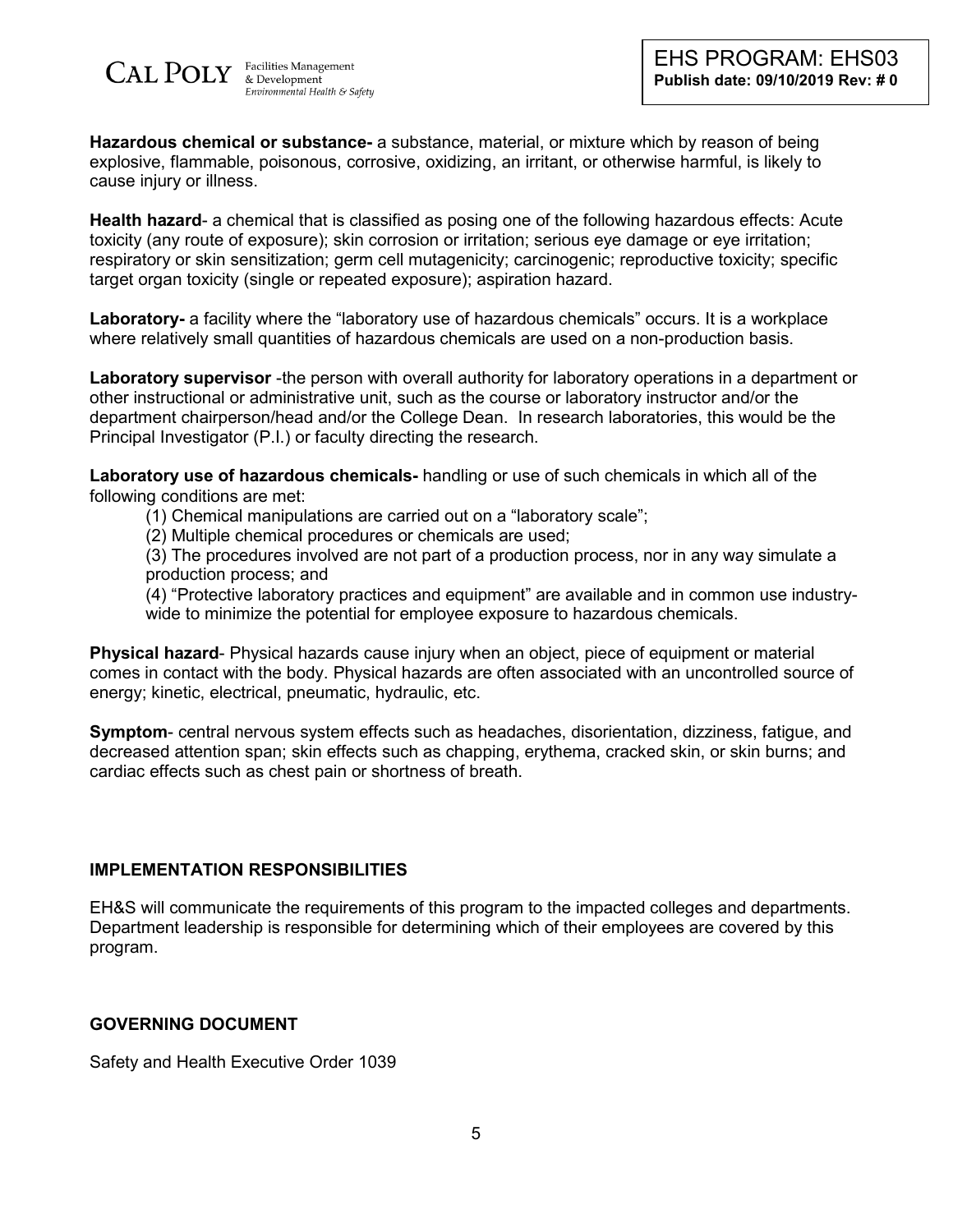**Hazardous chemical or substance-** a substance, material, or mixture which by reason of being explosive, flammable, poisonous, corrosive, oxidizing, an irritant, or otherwise harmful, is likely to cause injury or illness.

**Health hazard**- a chemical that is classified as posing one of the following hazardous effects: Acute toxicity (any route of exposure); skin corrosion or irritation; serious eye damage or eye irritation; respiratory or skin sensitization; germ cell mutagenicity; carcinogenic; reproductive toxicity; specific target organ toxicity (single or repeated exposure); aspiration hazard.

**Laboratory-** a facility where the "laboratory use of hazardous chemicals" occurs. It is a workplace where relatively small quantities of hazardous chemicals are used on a non-production basis.

**Laboratory supervisor** -the person with overall authority for laboratory operations in a department or other instructional or administrative unit, such as the course or laboratory instructor and/or the department chairperson/head and/or the College Dean. In research laboratories, this would be the Principal Investigator (P.I.) or faculty directing the research.

**Laboratory use of hazardous chemicals-** handling or use of such chemicals in which all of the following conditions are met:

(1) Chemical manipulations are carried out on a "laboratory scale";

(2) Multiple chemical procedures or chemicals are used;

(3) The procedures involved are not part of a production process, nor in any way simulate a production process; and

(4) "Protective laboratory practices and equipment" are available and in common use industry-wide to minimize the potential for employee exposure to hazardous chemicals.

**Physical hazard**- Physical hazards cause injury when an object, piece of equipment or material comes in contact with the body. Physical hazards are often associated with an uncontrolled source of energy; kinetic, electrical, pneumatic, hydraulic, etc.

**Symptom**- central nervous system effects such as headaches, disorientation, dizziness, fatigue, and decreased attention span; skin effects such as chapping, erythema, cracked skin, or skin burns; and cardiac effects such as chest pain or shortness of breath.

## IMPLEMENTATION RESPONSIBILITIES

EH&S will communicate the requirements of this program to the impacted colleges and departments. Department leadership is responsible for determining which of their employees are covered by this program.

## GOVERNING DOCUMENT

Safety and Health Executive Order 1039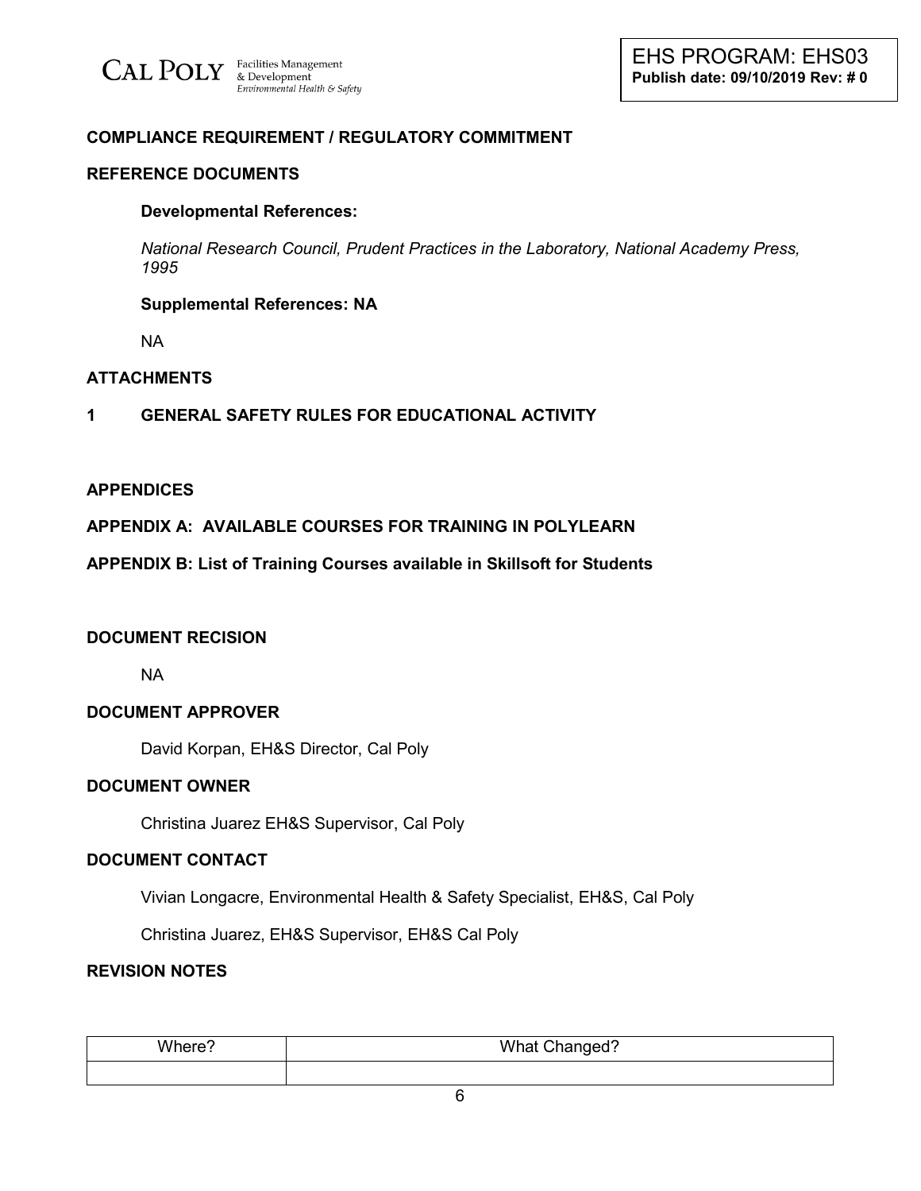## COMPLIANCE REQUIREMENT / REGULATORY COMMITMENT

## REFERENCE DOCUMENTS

### Developmental References:

*National Research Council, Prudent Practices in the Laboratory, National Academy Press, 1995*

### Supplemental References: NA

NA

## ATTACHMENTS

## 1 GENERAL SAFETY RULES FOR EDUCATIONAL ACTIVITY

## APPENDICES

## APPENDIX A: AVAILABLE COURSES FOR TRAINING IN POLYLEARN

## APPENDIX B: List of Training Courses available in Skillsoft for Students

## DOCUMENT RECISION

NA

## DOCUMENT APPROVER

David Korpan, EH&S Director, Cal Poly

## DOCUMENT OWNER

Christina Juarez EH&S Supervisor, Cal Poly

## DOCUMENT CONTACT

Vivian Longacre, Environmental Health & Safety Specialist, EH&S, Cal Poly

Christina Juarez, EH&S Supervisor, EH&S Cal Poly

## REVISION NOTES

| Where? | What Changed? |
| --- | --- |
| | |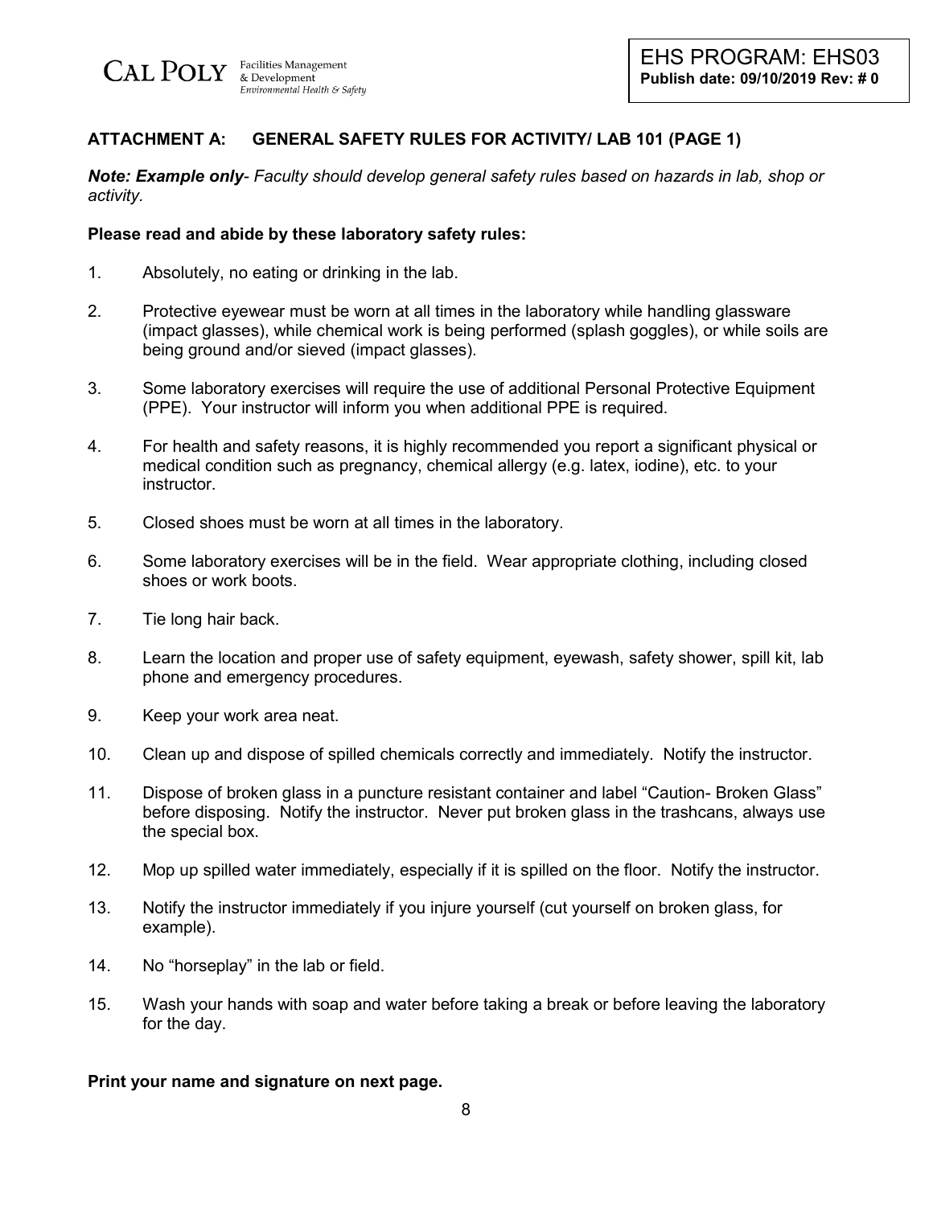## ATTACHMENT A: GENERAL SAFETY RULES FOR ACTIVITY/ LAB 101 (PAGE 1)

***Note: Example only****- Faculty should develop general safety rules based on hazards in lab, shop or activity.*

**Please read and abide by these laboratory safety rules:**

1. Absolutely, no eating or drinking in the lab.

2. Protective eyewear must be worn at all times in the laboratory while handling glassware (impact glasses), while chemical work is being performed (splash goggles), or while soils are being ground and/or sieved (impact glasses).

3. Some laboratory exercises will require the use of additional Personal Protective Equipment (PPE). Your instructor will inform you when additional PPE is required.

4. For health and safety reasons, it is highly recommended you report a significant physical or medical condition such as pregnancy, chemical allergy (e.g. latex, iodine), etc. to your instructor.

5. Closed shoes must be worn at all times in the laboratory.

6. Some laboratory exercises will be in the field. Wear appropriate clothing, including closed shoes or work boots.

7. Tie long hair back.

8. Learn the location and proper use of safety equipment, eyewash, safety shower, spill kit, lab phone and emergency procedures.

9. Keep your work area neat.

10. Clean up and dispose of spilled chemicals correctly and immediately. Notify the instructor.

11. Dispose of broken glass in a puncture resistant container and label "Caution- Broken Glass" before disposing. Notify the instructor. Never put broken glass in the trashcans, always use the special box.

12. Mop up spilled water immediately, especially if it is spilled on the floor. Notify the instructor.

13. Notify the instructor immediately if you injure yourself (cut yourself on broken glass, for example).

14. No "horseplay" in the lab or field.

15. Wash your hands with soap and water before taking a break or before leaving the laboratory for the day.

**Print your name and signature on next page.**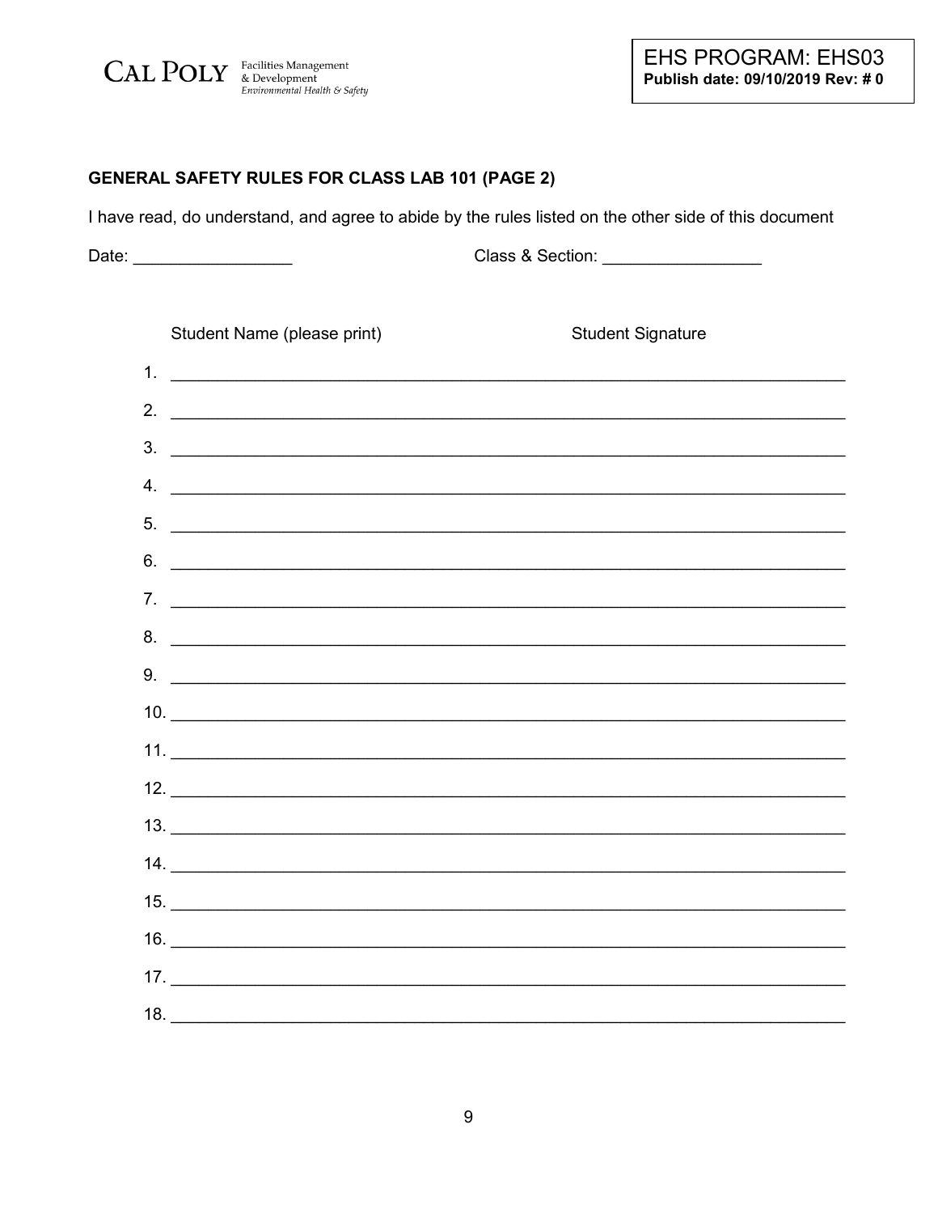**GENERAL SAFETY RULES FOR CLASS LAB 101 (PAGE 2)**

I have read, do understand, and agree to abide by the rules listed on the other side of this document

Date: _________________ Class & Section: _________________

| | Student Name (please print) | Student Signature |
|---|---|---|
| 1. | | |
| 2. | | |
| 3. | | |
| 4. | | |
| 5. | | |
| 6. | | |
| 7. | | |
| 8. | | |
| 9. | | |
| 10. | | |
| 11. | | |
| 12. | | |
| 13. | | |
| 14. | | |
| 15. | | |
| 16. | | |
| 17. | | |
| 18. | | |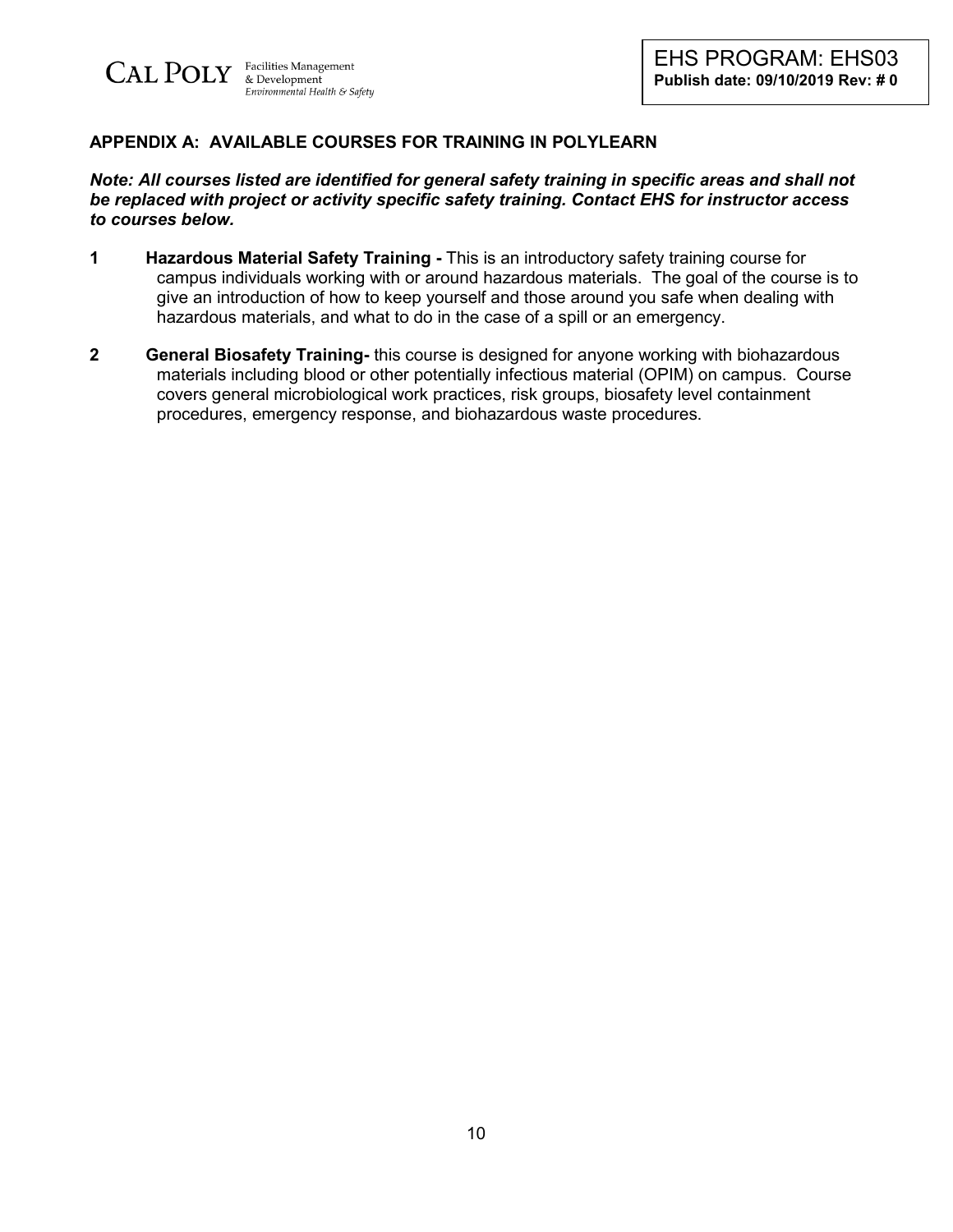## APPENDIX A: AVAILABLE COURSES FOR TRAINING IN POLYLEARN

***Note: All courses listed are identified for general safety training in specific areas and shall not be replaced with project or activity specific safety training. Contact EHS for instructor access to courses below.***

**1 Hazardous Material Safety Training -** This is an introductory safety training course for campus individuals working with or around hazardous materials. The goal of the course is to give an introduction of how to keep yourself and those around you safe when dealing with hazardous materials, and what to do in the case of a spill or an emergency.

**2 General Biosafety Training-** this course is designed for anyone working with biohazardous materials including blood or other potentially infectious material (OPIM) on campus. Course covers general microbiological work practices, risk groups, biosafety level containment procedures, emergency response, and biohazardous waste procedures.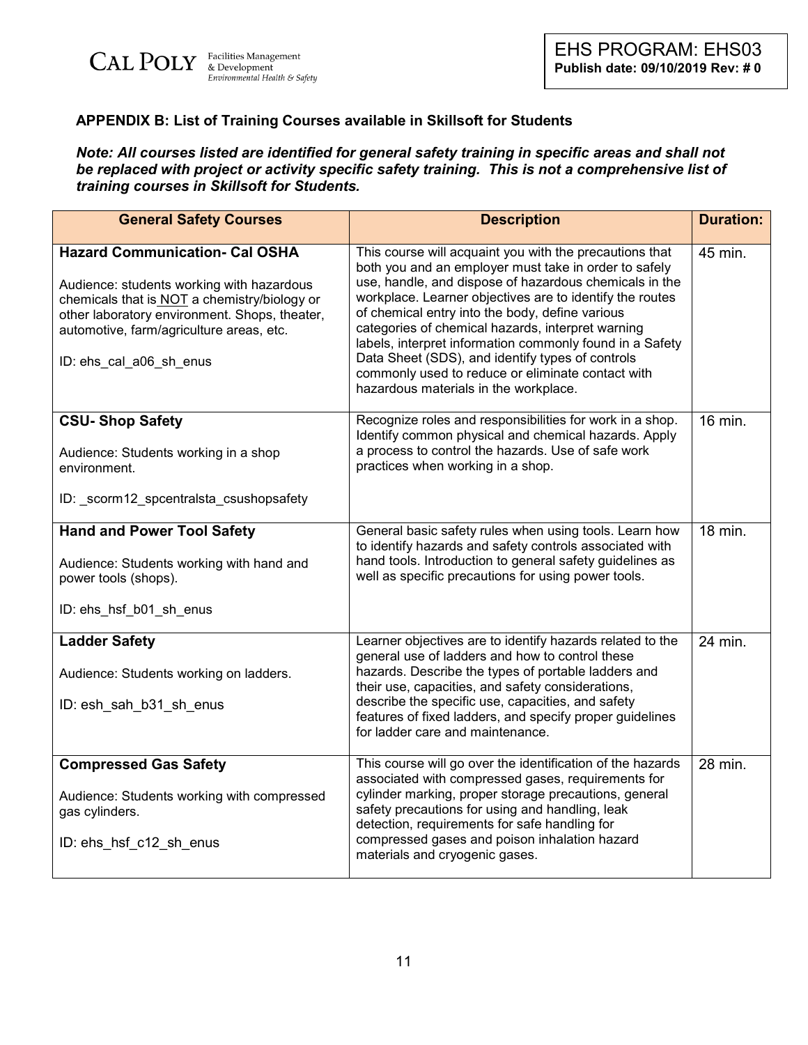## APPENDIX B: List of Training Courses available in Skillsoft for Students

***Note: All courses listed are identified for general safety training in specific areas and shall not be replaced with project or activity specific safety training. This is not a comprehensive list of training courses in Skillsoft for Students.***

| General Safety Courses | Description | Duration: |
|---|---|---|
| **Hazard Communication- Cal OSHA**<br><br>Audience: students working with hazardous chemicals that is NOT a chemistry/biology or other laboratory environment. Shops, theater, automotive, farm/agriculture areas, etc.<br><br>ID: ehs_cal_a06_sh_enus | This course will acquaint you with the precautions that both you and an employer must take in order to safely use, handle, and dispose of hazardous chemicals in the workplace. Learner objectives are to identify the routes of chemical entry into the body, define various categories of chemical hazards, interpret warning labels, interpret information commonly found in a Safety Data Sheet (SDS), and identify types of controls commonly used to reduce or eliminate contact with hazardous materials in the workplace. | 45 min. |
| **CSU- Shop Safety**<br><br>Audience: Students working in a shop environment.<br><br>ID: _scorm12_spcentralsta_csushopsafety | Recognize roles and responsibilities for work in a shop. Identify common physical and chemical hazards. Apply a process to control the hazards. Use of safe work practices when working in a shop. | 16 min. |
| **Hand and Power Tool Safety**<br><br>Audience: Students working with hand and power tools (shops).<br><br>ID: ehs_hsf_b01_sh_enus | General basic safety rules when using tools. Learn how to identify hazards and safety controls associated with hand tools. Introduction to general safety guidelines as well as specific precautions for using power tools. | 18 min. |
| **Ladder Safety**<br><br>Audience: Students working on ladders.<br><br>ID: esh_sah_b31_sh_enus | Learner objectives are to identify hazards related to the general use of ladders and how to control these hazards. Describe the types of portable ladders and their use, capacities, and safety considerations, describe the specific use, capacities, and safety features of fixed ladders, and specify proper guidelines for ladder care and maintenance. | 24 min. |
| **Compressed Gas Safety**<br><br>Audience: Students working with compressed gas cylinders.<br><br>ID: ehs_hsf_c12_sh_enus | This course will go over the identification of the hazards associated with compressed gases, requirements for cylinder marking, proper storage precautions, general safety precautions for using and handling, leak detection, requirements for safe handling for compressed gases and poison inhalation hazard materials and cryogenic gases. | 28 min. |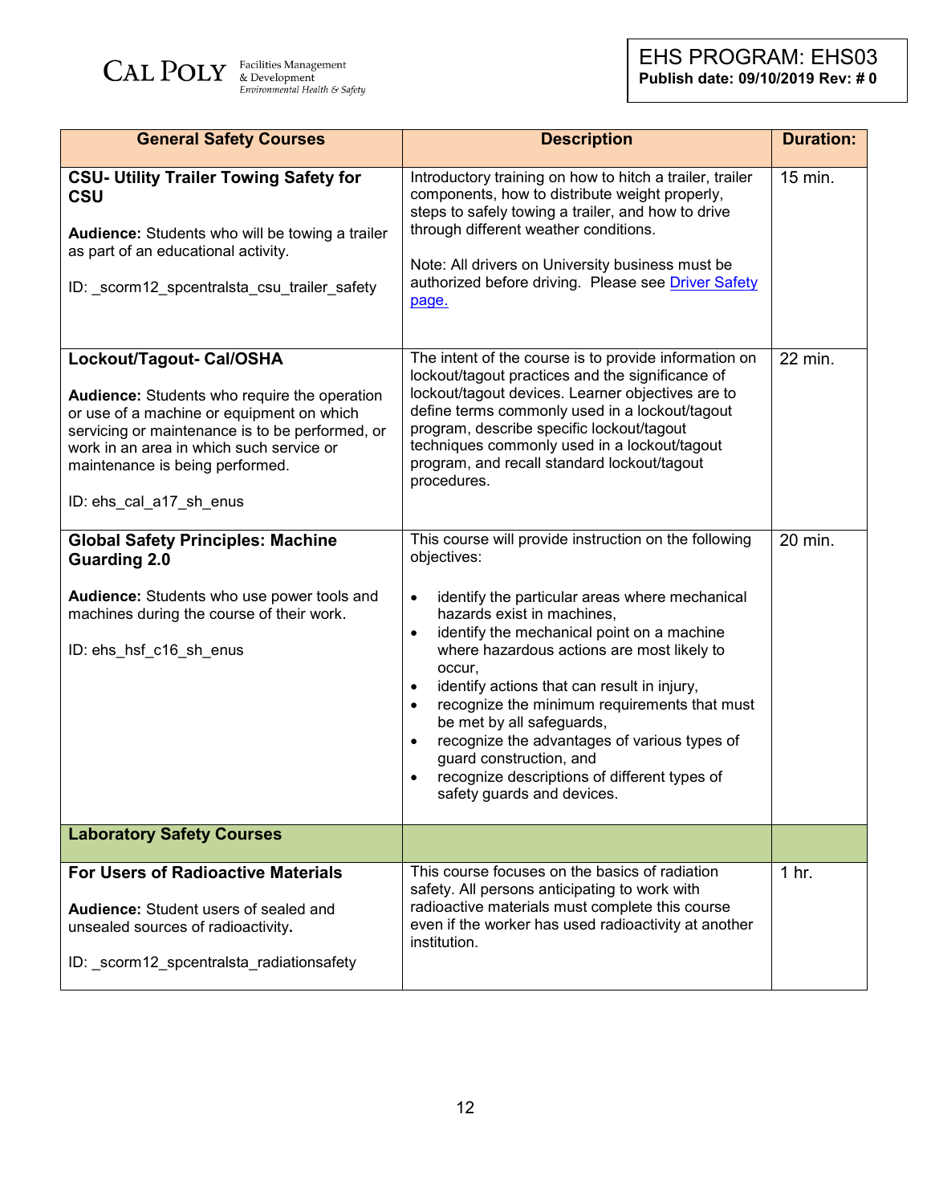| General Safety Courses | Description | Duration: |
|---|---|---|
| **CSU- Utility Trailer Towing Safety for CSU**<br><br>**Audience:** Students who will be towing a trailer as part of an educational activity.<br><br>ID: _scorm12_spcentralsta_csu_trailer_safety | Introductory training on how to hitch a trailer, trailer components, how to distribute weight properly, steps to safely towing a trailer, and how to drive through different weather conditions.<br><br>Note: All drivers on University business must be authorized before driving. Please see Driver Safety page. | 15 min. |
| **Lockout/Tagout- Cal/OSHA**<br><br>**Audience:** Students who require the operation or use of a machine or equipment on which servicing or maintenance is to be performed, or work in an area in which such service or maintenance is being performed.<br><br>ID: ehs_cal_a17_sh_enus | The intent of the course is to provide information on lockout/tagout practices and the significance of lockout/tagout devices. Learner objectives are to define terms commonly used in a lockout/tagout program, describe specific lockout/tagout techniques commonly used in a lockout/tagout program, and recall standard lockout/tagout procedures. | 22 min. |
| **Global Safety Principles: Machine Guarding 2.0**<br><br>**Audience:** Students who use power tools and machines during the course of their work.<br><br>ID: ehs_hsf_c16_sh_enus | This course will provide instruction on the following objectives:<br><br>• identify the particular areas where mechanical hazards exist in machines,<br>• identify the mechanical point on a machine where hazardous actions are most likely to occur,<br>• identify actions that can result in injury,<br>• recognize the minimum requirements that must be met by all safeguards,<br>• recognize the advantages of various types of guard construction, and<br>• recognize descriptions of different types of safety guards and devices. | 20 min. |
| **Laboratory Safety Courses** | | |
| **For Users of Radioactive Materials**<br><br>**Audience:** Student users of sealed and unsealed sources of radioactivity.<br><br>ID: _scorm12_spcentralsta_radiationsafety | This course focuses on the basics of radiation safety. All persons anticipating to work with radioactive materials must complete this course even if the worker has used radioactivity at another institution. | 1 hr. |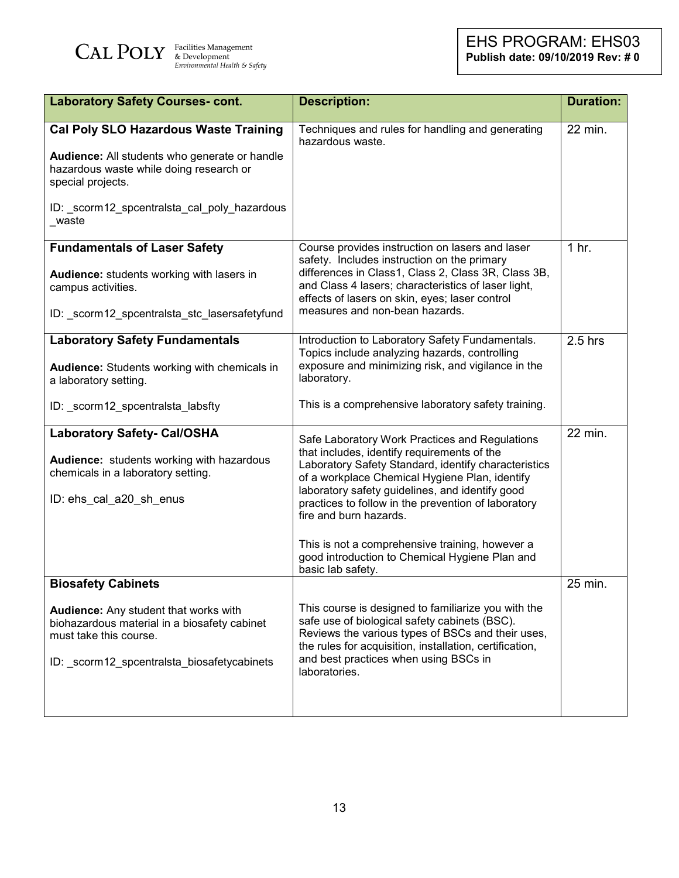| Laboratory Safety Courses- cont. | Description: | Duration: |
|---|---|---|
| **Cal Poly SLO Hazardous Waste Training**<br><br>**Audience:** All students who generate or handle hazardous waste while doing research or special projects.<br><br>ID: _scorm12_spcentralsta_cal_poly_hazardous_waste | Techniques and rules for handling and generating hazardous waste. | 22 min. |
| **Fundamentals of Laser Safety**<br><br>**Audience:** students working with lasers in campus activities.<br><br>ID: _scorm12_spcentralsta_stc_lasersafetyfund | Course provides instruction on lasers and laser safety. Includes instruction on the primary differences in Class1, Class 2, Class 3R, Class 3B, and Class 4 lasers; characteristics of laser light, effects of lasers on skin, eyes; laser control measures and non-bean hazards. | 1 hr. |
| **Laboratory Safety Fundamentals**<br><br>**Audience:** Students working with chemicals in a laboratory setting.<br><br>ID: _scorm12_spcentralsta_labsfty | Introduction to Laboratory Safety Fundamentals. Topics include analyzing hazards, controlling exposure and minimizing risk, and vigilance in the laboratory.<br><br>This is a comprehensive laboratory safety training. | 2.5 hrs |
| **Laboratory Safety- Cal/OSHA**<br><br>**Audience:** students working with hazardous chemicals in a laboratory setting.<br><br>ID: ehs_cal_a20_sh_enus | Safe Laboratory Work Practices and Regulations that includes, identify requirements of the Laboratory Safety Standard, identify characteristics of a workplace Chemical Hygiene Plan, identify laboratory safety guidelines, and identify good practices to follow in the prevention of laboratory fire and burn hazards.<br><br>This is not a comprehensive training, however a good introduction to Chemical Hygiene Plan and basic lab safety. | 22 min. |
| **Biosafety Cabinets**<br><br>**Audience:** Any student that works with biohazardous material in a biosafety cabinet must take this course.<br><br>ID: _scorm12_spcentralsta_biosafetycabinets | This course is designed to familiarize you with the safe use of biological safety cabinets (BSC). Reviews the various types of BSCs and their uses, the rules for acquisition, installation, certification, and best practices when using BSCs in laboratories. | 25 min. |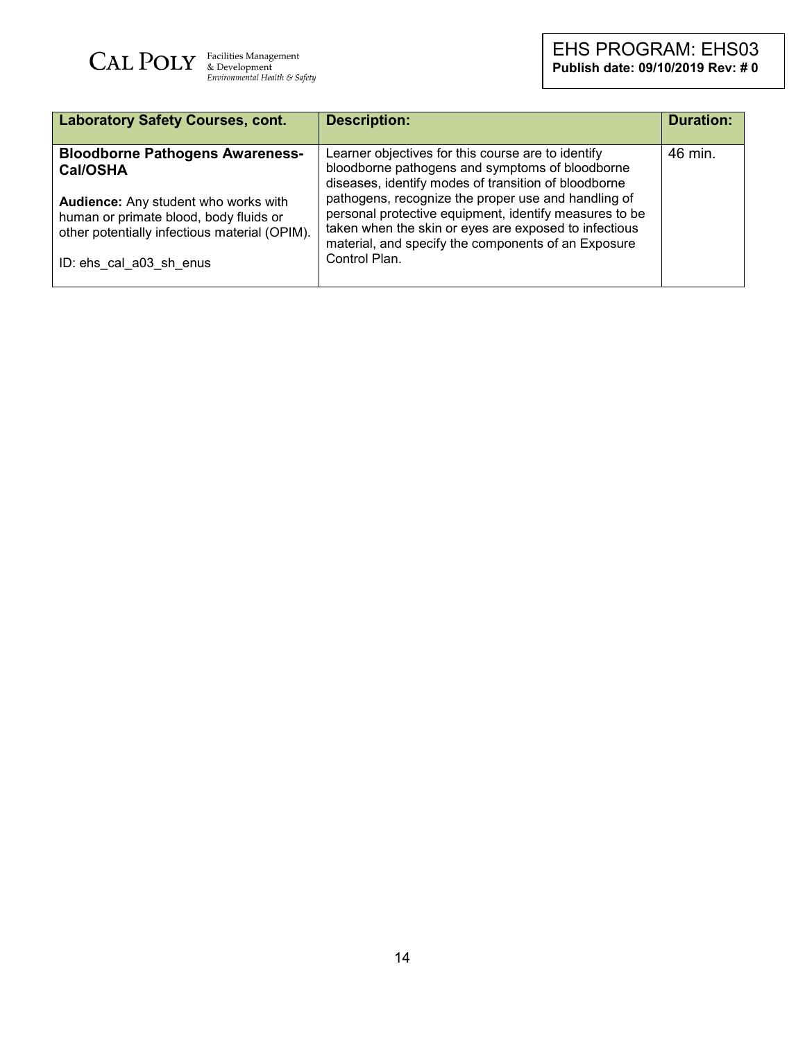| Laboratory Safety Courses, cont. | Description: | Duration: |
|---|---|---|
| **Bloodborne Pathogens Awareness-Cal/OSHA**<br><br>**Audience:** Any student who works with human or primate blood, body fluids or other potentially infectious material (OPIM).<br><br>ID: ehs_cal_a03_sh_enus | Learner objectives for this course are to identify bloodborne pathogens and symptoms of bloodborne diseases, identify modes of transition of bloodborne pathogens, recognize the proper use and handling of personal protective equipment, identify measures to be taken when the skin or eyes are exposed to infectious material, and specify the components of an Exposure Control Plan. | 46 min. |